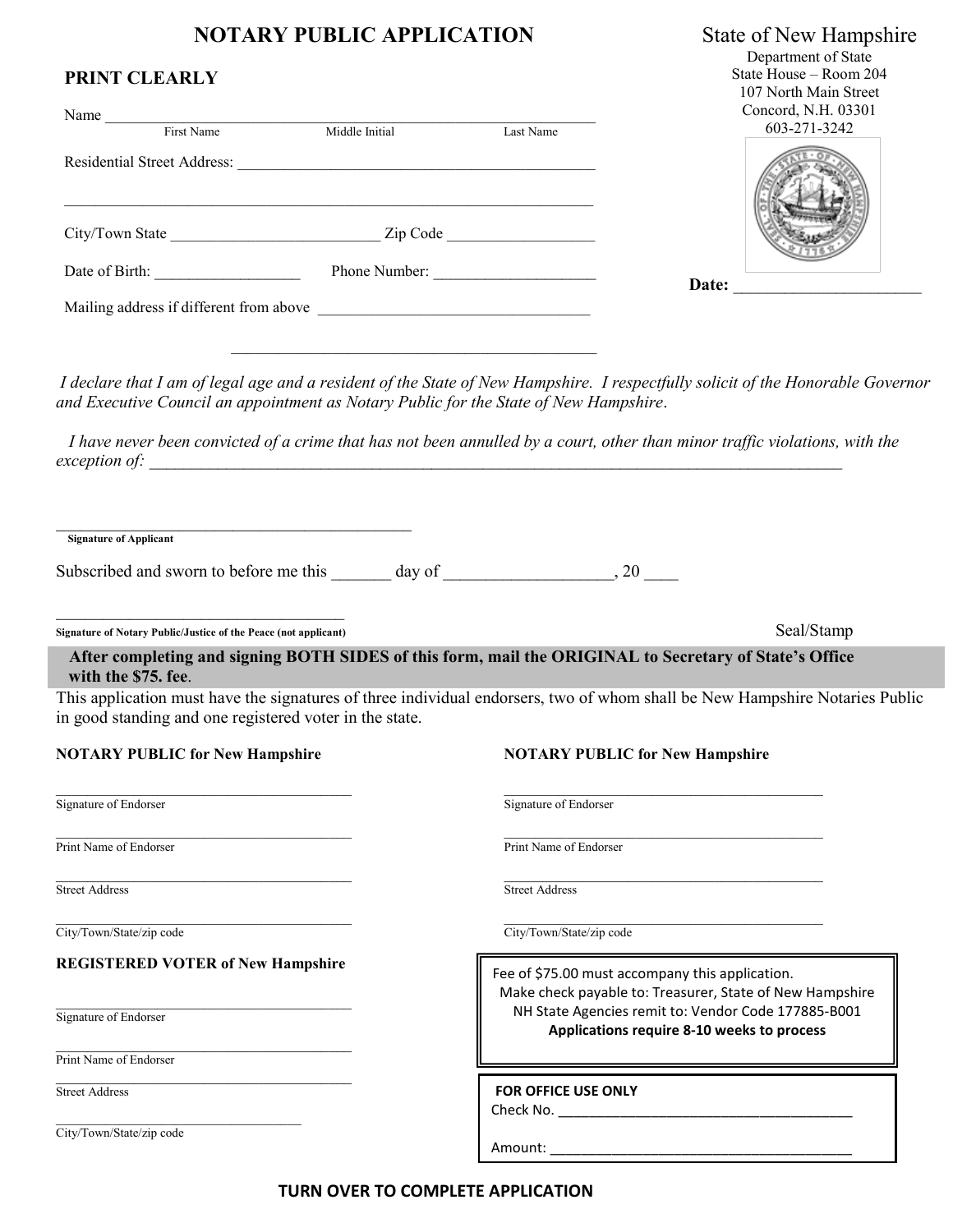# NOTARY PUBLIC APPLICATION

**State of New Hampshire**
Department of State
State House – Room 204
107 North Main Street
Concord, N.H. 03301
603-271-3242

**Date:** ______________________

## PRINT CLEARLY

Name ____________________________________________________________
First Name Middle Initial Last Name

Residential Street Address: ______________________________________________

____________________________________________________________________

City/Town State __________________________ Zip Code ___________________

Date of Birth: __________________ Phone Number: ____________________

Mailing address if different from above __________________________________

______________________________________________

*I declare that I am of legal age and a resident of the State of New Hampshire. I respectfully solicit of the Honorable Governor and Executive Council an appointment as Notary Public for the State of New Hampshire.*

*I have never been convicted of a crime that has not been annulled by a court, other than minor traffic violations, with the exception of:* ____________________________________________________________________________________

_____________________________________________
**Signature of Applicant**

Subscribed and sworn to before me this _______ day of ___________________, 20 ____

____________________________________
**Signature of Notary Public/Justice of the Peace (not applicant)**

Seal/Stamp

**After completing and signing BOTH SIDES of this form, mail the ORIGINAL to Secretary of State's Office with the $75. fee.**

This application must have the signatures of three individual endorsers, two of whom shall be New Hampshire Notaries Public in good standing and one registered voter in the state.

**NOTARY PUBLIC for New Hampshire**

__________________________________________
Signature of Endorser

__________________________________________
Print Name of Endorser

__________________________________________
Street Address

__________________________________________
City/Town/State/zip code

**NOTARY PUBLIC for New Hampshire**

__________________________________________
Signature of Endorser

__________________________________________
Print Name of Endorser

__________________________________________
Street Address

__________________________________________
City/Town/State/zip code

**REGISTERED VOTER of New Hampshire**

__________________________________________
Signature of Endorser

__________________________________________
Print Name of Endorser

__________________________________________
Street Address

__________________________________________
City/Town/State/zip code

Fee of $75.00 must accompany this application.
Make check payable to: Treasurer, State of New Hampshire
NH State Agencies remit to: Vendor Code 177885-B001
**Applications require 8-10 weeks to process**

**FOR OFFICE USE ONLY**
Check No. ________________________________________
Amount: _________________________________________

**TURN OVER TO COMPLETE APPLICATION**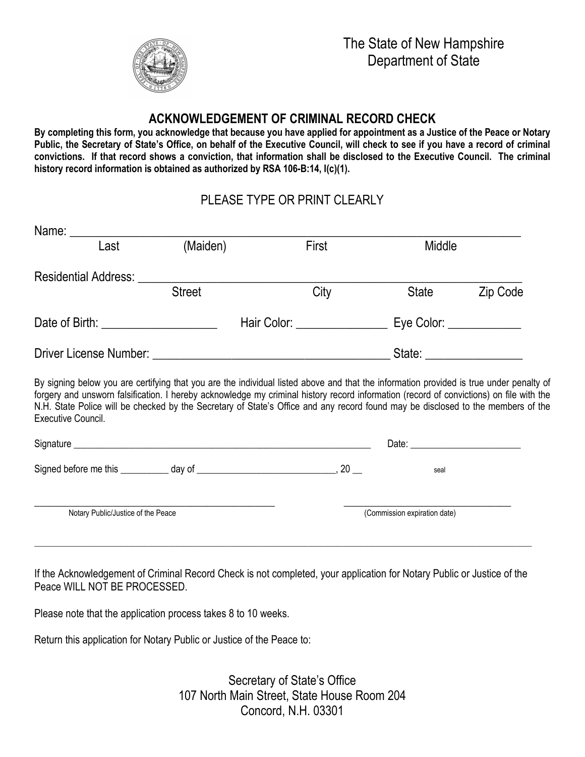The State of New Hampshire
Department of State

## ACKNOWLEDGEMENT OF CRIMINAL RECORD CHECK

**By completing this form, you acknowledge that because you have applied for appointment as a Justice of the Peace or Notary Public, the Secretary of State's Office, on behalf of the Executive Council, will check to see if you have a record of criminal convictions. If that record shows a conviction, that information shall be disclosed to the Executive Council. The criminal history record information is obtained as authorized by RSA 106-B:14, I(c)(1).**

PLEASE TYPE OR PRINT CLEARLY

Name: ______________________________________________________________________
Last (Maiden) First Middle

Residential Address: _______________________________________________________
Street City State Zip Code

Date of Birth: __________________ Hair Color: _______________ Eye Color: ____________

Driver License Number: ______________________________________ State: _______________

By signing below you are certifying that you are the individual listed above and that the information provided is true under penalty of forgery and unsworn falsification. I hereby acknowledge my criminal history record information (record of convictions) on file with the N.H. State Police will be checked by the Secretary of State's Office and any record found may be disclosed to the members of the Executive Council.

Signature ___________________________________________________________ Date: ______________________

Signed before me this __________ day of ____________________________, 20 __ seal

_________________________________________________ _________________________________
Notary Public/Justice of the Peace (Commission expiration date)

---

If the Acknowledgement of Criminal Record Check is not completed, your application for Notary Public or Justice of the Peace WILL NOT BE PROCESSED.

Please note that the application process takes 8 to 10 weeks.

Return this application for Notary Public or Justice of the Peace to:

Secretary of State's Office
107 North Main Street, State House Room 204
Concord, N.H. 03301